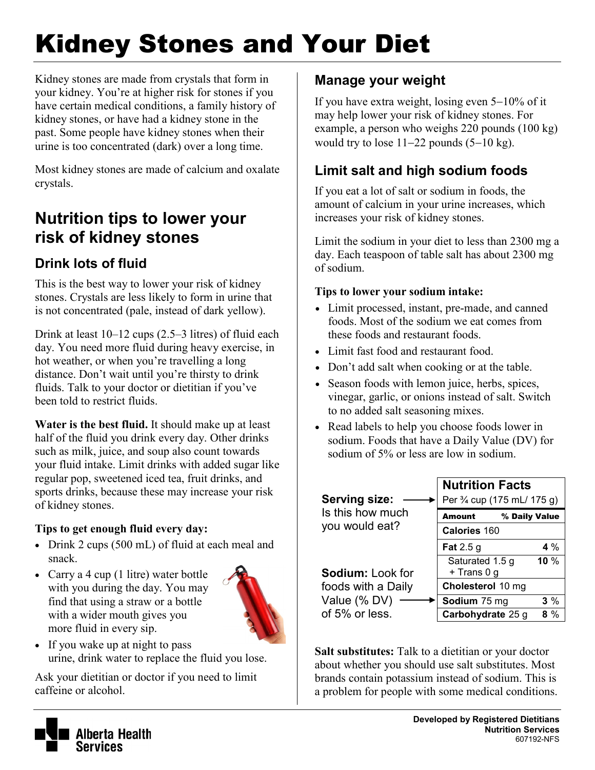# Kidney Stones and Your Diet

Kidney stones are made from crystals that form in your kidney. You're at higher risk for stones if you have certain medical conditions, a family history of kidney stones, or have had a kidney stone in the past. Some people have kidney stones when their urine is too concentrated (dark) over a long time.

Most kidney stones are made of calcium and oxalate crystals.

## Nutrition tips to lower your risk of kidney stones

### Drink lots of fluid

This is the best way to lower your risk of kidney stones. Crystals are less likely to form in urine that is not concentrated (pale, instead of dark yellow).

Drink at least 10–12 cups (2.5–3 litres) of fluid each day. You need more fluid during heavy exercise, in hot weather, or when you're travelling a long distance. Don't wait until you're thirsty to drink fluids. Talk to your doctor or dietitian if you've been told to restrict fluids.

**Water is the best fluid.** It should make up at least half of the fluid you drink every day. Other drinks such as milk, juice, and soup also count towards your fluid intake. Limit drinks with added sugar like regular pop, sweetened iced tea, fruit drinks, and sports drinks, because these may increase your risk of kidney stones.

**Tips to get enough fluid every day:**

- Drink 2 cups (500 mL) of fluid at each meal and snack.
- Carry a 4 cup (1 litre) water bottle with you during the day. You may find that using a straw or a bottle with a wider mouth gives you more fluid in every sip.
- If you wake up at night to pass urine, drink water to replace the fluid you lose.

Ask your dietitian or doctor if you need to limit caffeine or alcohol.

### Manage your weight

If you have extra weight, losing even 5–10% of it may help lower your risk of kidney stones. For example, a person who weighs 220 pounds (100 kg) would try to lose 11–22 pounds (5–10 kg).

### Limit salt and high sodium foods

If you eat a lot of salt or sodium in foods, the amount of calcium in your urine increases, which increases your risk of kidney stones.

Limit the sodium in your diet to less than 2300 mg a day. Each teaspoon of table salt has about 2300 mg of sodium.

**Tips to lower your sodium intake:**

- Limit processed, instant, pre-made, and canned foods. Most of the sodium we eat comes from these foods and restaurant foods.
- Limit fast food and restaurant food.
- Don't add salt when cooking or at the table.
- Season foods with lemon juice, herbs, spices, vinegar, garlic, or onions instead of salt. Switch to no added salt seasoning mixes.
- Read labels to help you choose foods lower in sodium. Foods that have a Daily Value (DV) for sodium of 5% or less are low in sodium.

**Serving size:** Is this how much you would eat?

**Sodium:** Look for foods with a Daily Value (% DV) of 5% or less.

| Nutrition Facts | |
|---|---|
| Per ¾ cup (175 mL/ 175 g) | |
| **Amount** | **% Daily Value** |
| **Calories** 160 | |
| **Fat** 2.5 g | **4** % |
| Saturated 1.5 g + Trans 0 g | **10** % |
| **Cholesterol** 10 mg | |
| **Sodium** 75 mg | **3** % |
| **Carbohydrate** 25 g | **8** % |

**Salt substitutes:** Talk to a dietitian or your doctor about whether you should use salt substitutes. Most brands contain potassium instead of sodium. This is a problem for people with some medical conditions.

Alberta Health Services

**Developed by Registered Dietitians**
**Nutrition Services**
607192-NFS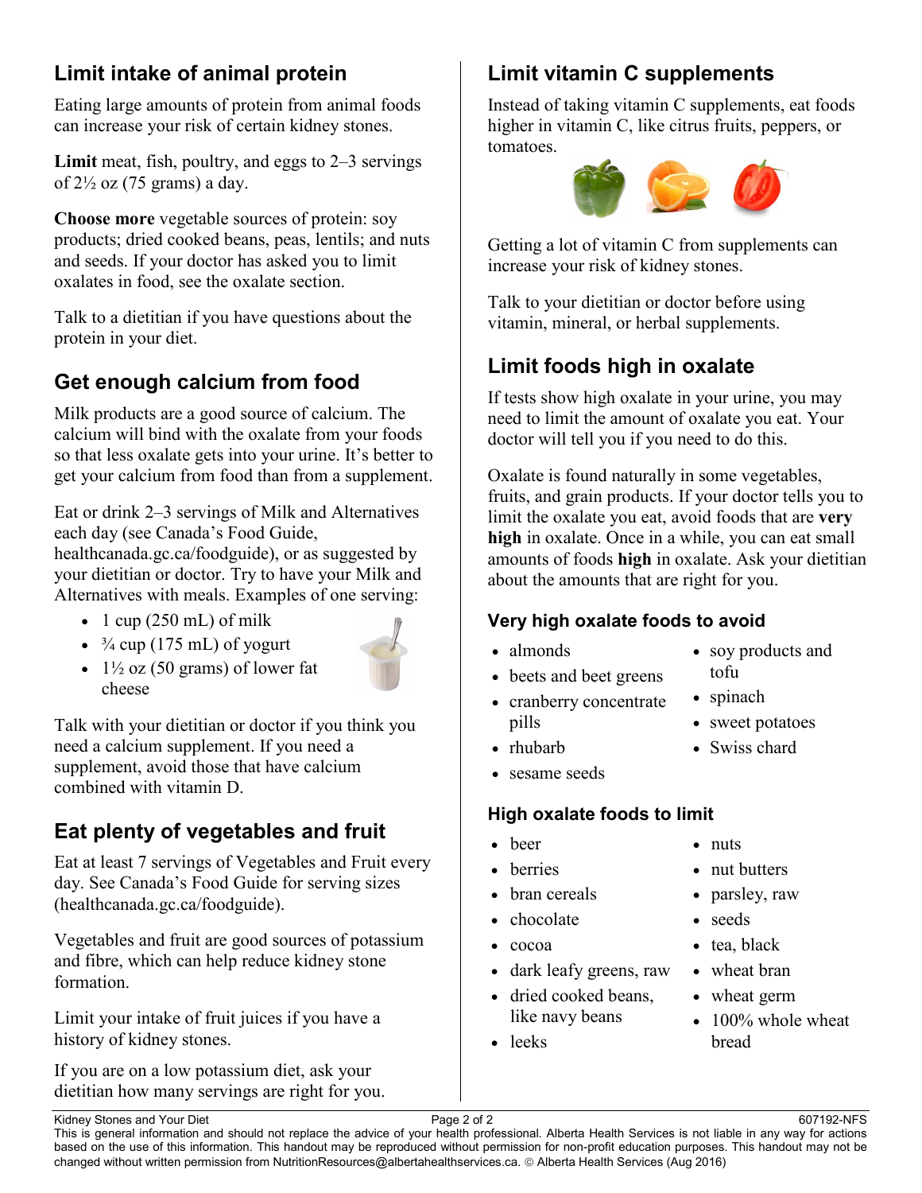## Limit intake of animal protein

Eating large amounts of protein from animal foods can increase your risk of certain kidney stones.

**Limit** meat, fish, poultry, and eggs to 2–3 servings of 2½ oz (75 grams) a day.

**Choose more** vegetable sources of protein: soy products; dried cooked beans, peas, lentils; and nuts and seeds. If your doctor has asked you to limit oxalates in food, see the oxalate section.

Talk to a dietitian if you have questions about the protein in your diet.

## Get enough calcium from food

Milk products are a good source of calcium. The calcium will bind with the oxalate from your foods so that less oxalate gets into your urine. It's better to get your calcium from food than from a supplement.

Eat or drink 2–3 servings of Milk and Alternatives each day (see Canada's Food Guide, healthcanada.gc.ca/foodguide), or as suggested by your dietitian or doctor. Try to have your Milk and Alternatives with meals. Examples of one serving:

- 1 cup (250 mL) of milk
- ¾ cup (175 mL) of yogurt
- 1½ oz (50 grams) of lower fat cheese

Talk with your dietitian or doctor if you think you need a calcium supplement. If you need a supplement, avoid those that have calcium combined with vitamin D.

## Eat plenty of vegetables and fruit

Eat at least 7 servings of Vegetables and Fruit every day. See Canada's Food Guide for serving sizes (healthcanada.gc.ca/foodguide).

Vegetables and fruit are good sources of potassium and fibre, which can help reduce kidney stone formation.

Limit your intake of fruit juices if you have a history of kidney stones.

If you are on a low potassium diet, ask your dietitian how many servings are right for you.

## Limit vitamin C supplements

Instead of taking vitamin C supplements, eat foods higher in vitamin C, like citrus fruits, peppers, or tomatoes.

Getting a lot of vitamin C from supplements can increase your risk of kidney stones.

Talk to your dietitian or doctor before using vitamin, mineral, or herbal supplements.

## Limit foods high in oxalate

If tests show high oxalate in your urine, you may need to limit the amount of oxalate you eat. Your doctor will tell you if you need to do this.

Oxalate is found naturally in some vegetables, fruits, and grain products. If your doctor tells you to limit the oxalate you eat, avoid foods that are **very high** in oxalate. Once in a while, you can eat small amounts of foods **high** in oxalate. Ask your dietitian about the amounts that are right for you.

### Very high oxalate foods to avoid

- almonds
- beets and beet greens
- cranberry concentrate pills
- rhubarb
- sesame seeds
- soy products and tofu
- spinach
- sweet potatoes
- Swiss chard

### High oxalate foods to limit

- beer
- berries
- bran cereals
- chocolate
- cocoa
- dark leafy greens, raw
- dried cooked beans, like navy beans
- leeks
- nuts
- nut butters
- parsley, raw
- seeds
- tea, black
- wheat bran
- wheat germ
- 100% whole wheat bread

This is general information and should not replace the advice of your health professional. Alberta Health Services is not liable in any way for actions based on the use of this information. This handout may be reproduced without permission for non-profit education purposes. This handout may not be changed without written permission from NutritionResources@albertahealthservices.ca. © Alberta Health Services (Aug 2016)